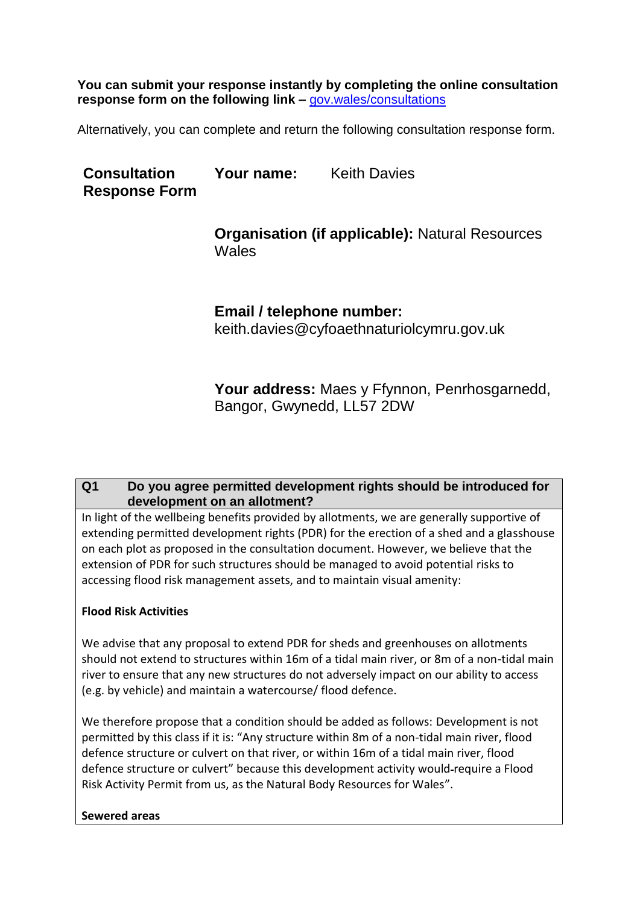**You can submit your response instantly by completing the online consultation response form on the following link –** gov.wales/consultations

Alternatively, you can complete and return the following consultation response form.

**Consultation Response Form**

**Your name:** Keith Davies

**Organisation (if applicable):** Natural Resources Wales

**Email / telephone number:** keith.davies@cyfoaethnaturiolcymru.gov.uk

**Your address:** Maes y Ffynnon, Penrhosgarnedd, Bangor, Gwynedd, LL57 2DW

| **Q1** | **Do you agree permitted development rights should be introduced for development on an allotment?** |
|---|---|

In light of the wellbeing benefits provided by allotments, we are generally supportive of extending permitted development rights (PDR) for the erection of a shed and a glasshouse on each plot as proposed in the consultation document. However, we believe that the extension of PDR for such structures should be managed to avoid potential risks to accessing flood risk management assets, and to maintain visual amenity:

**Flood Risk Activities**

We advise that any proposal to extend PDR for sheds and greenhouses on allotments should not extend to structures within 16m of a tidal main river, or 8m of a non-tidal main river to ensure that any new structures do not adversely impact on our ability to access (e.g. by vehicle) and maintain a watercourse/ flood defence.

We therefore propose that a condition should be added as follows: Development is not permitted by this class if it is: "Any structure within 8m of a non-tidal main river, flood defence structure or culvert on that river, or within 16m of a tidal main river, flood defence structure or culvert" because this development activity would require a Flood Risk Activity Permit from us, as the Natural Body Resources for Wales".

**Sewered areas**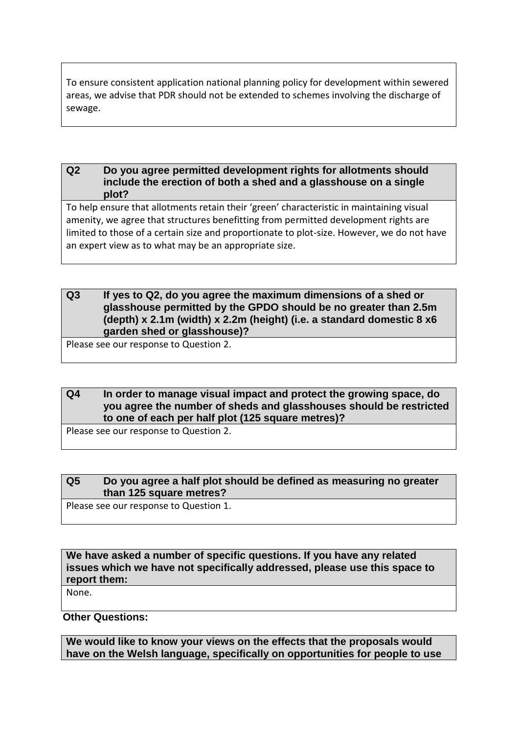To ensure consistent application national planning policy for development within sewered areas, we advise that PDR should not be extended to schemes involving the discharge of sewage.

**Q2 Do you agree permitted development rights for allotments should include the erection of both a shed and a glasshouse on a single plot?**

To help ensure that allotments retain their 'green' characteristic in maintaining visual amenity, we agree that structures benefitting from permitted development rights are limited to those of a certain size and proportionate to plot-size. However, we do not have an expert view as to what may be an appropriate size.

**Q3 If yes to Q2, do you agree the maximum dimensions of a shed or glasshouse permitted by the GPDO should be no greater than 2.5m (depth) x 2.1m (width) x 2.2m (height) (i.e. a standard domestic 8 x6 garden shed or glasshouse)?**

Please see our response to Question 2.

**Q4 In order to manage visual impact and protect the growing space, do you agree the number of sheds and glasshouses should be restricted to one of each per half plot (125 square metres)?**

Please see our response to Question 2.

**Q5 Do you agree a half plot should be defined as measuring no greater than 125 square metres?**

Please see our response to Question 1.

**We have asked a number of specific questions. If you have any related issues which we have not specifically addressed, please use this space to report them:**

None.

**Other Questions:**

**We would like to know your views on the effects that the proposals would have on the Welsh language, specifically on opportunities for people to use**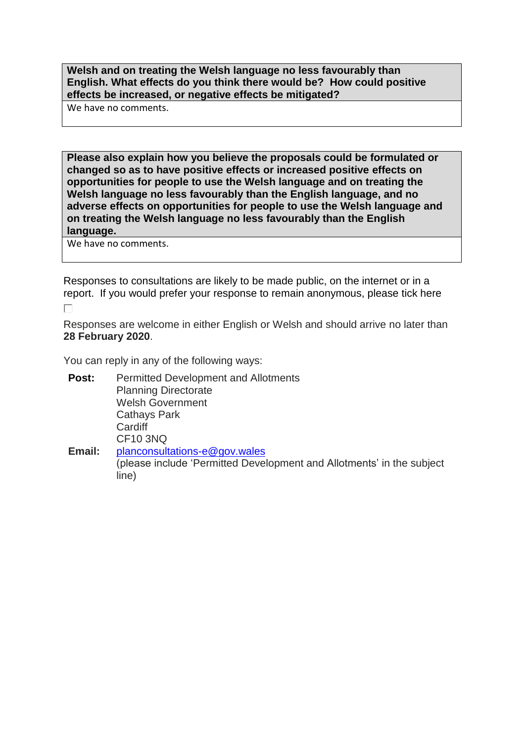| **Welsh and on treating the Welsh language no less favourably than English. What effects do you think there would be? How could positive effects be increased, or negative effects be mitigated?** |
| --- |
| We have no comments. |

| **Please also explain how you believe the proposals could be formulated or changed so as to have positive effects or increased positive effects on opportunities for people to use the Welsh language and on treating the Welsh language no less favourably than the English language, and no adverse effects on opportunities for people to use the Welsh language and on treating the Welsh language no less favourably than the English language.** |
| --- |
| We have no comments. |

Responses to consultations are likely to be made public, on the internet or in a report. If you would prefer your response to remain anonymous, please tick here ☐

Responses are welcome in either English or Welsh and should arrive no later than **28 February 2020**.

You can reply in any of the following ways:

**Post:** Permitted Development and Allotments
Planning Directorate
Welsh Government
Cathays Park
Cardiff
CF10 3NQ

**Email:** planconsultations-e@gov.wales
(please include 'Permitted Development and Allotments' in the subject line)